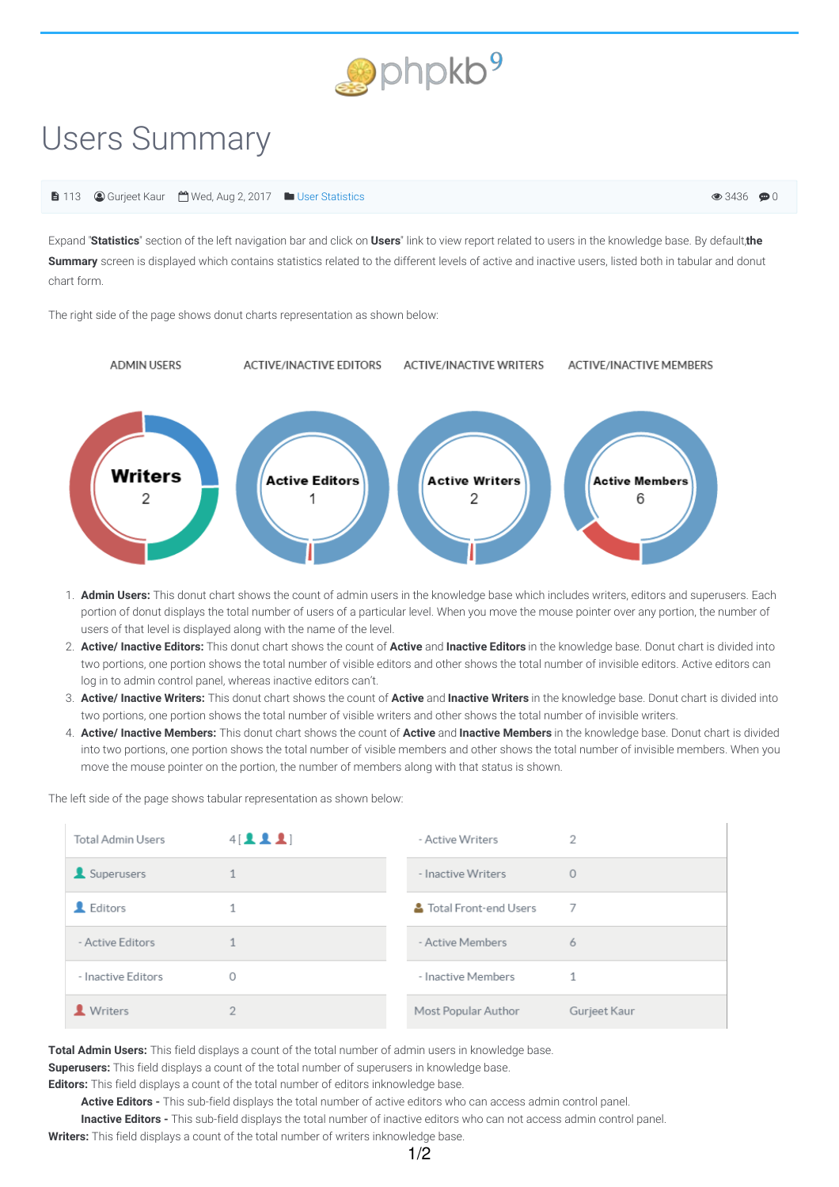phpkb9

# Users Summary

113 | Gurjeet Kaur | Wed, Aug 2, 2017 | User Statistics | 3436 | 0

Expand "**Statistics**" section of the left navigation bar and click on **Users**" link to view report related to users in the knowledge base. By default,**the Summary** screen is displayed which contains statistics related to the different levels of active and inactive users, listed both in tabular and donut chart form.

The right side of the page shows donut charts representation as shown below:

ADMIN USERS | ACTIVE/INACTIVE EDITORS | ACTIVE/INACTIVE WRITERS | ACTIVE/INACTIVE MEMBERS

Writers 2 | Active Editors 1 | Active Writers 2 | Active Members 6

1. **Admin Users:** This donut chart shows the count of admin users in the knowledge base which includes writers, editors and superusers. Each portion of donut displays the total number of users of a particular level. When you move the mouse pointer over any portion, the number of users of that level is displayed along with the name of the level.
2. **Active/ Inactive Editors:** This donut chart shows the count of **Active** and **Inactive Editors** in the knowledge base. Donut chart is divided into two portions, one portion shows the total number of visible editors and other shows the total number of invisible editors. Active editors can log in to admin control panel, whereas inactive editors can't.
3. **Active/ Inactive Writers:** This donut chart shows the count of **Active** and **Inactive Writers** in the knowledge base. Donut chart is divided into two portions, one portion shows the total number of visible writers and other shows the total number of invisible writers.
4. **Active/ Inactive Members:** This donut chart shows the count of **Active** and **Inactive Members** in the knowledge base. Donut chart is divided into two portions, one portion shows the total number of visible members and other shows the total number of invisible members. When you move the mouse pointer on the portion, the number of members along with that status is shown.

The left side of the page shows tabular representation as shown below:

| | | | |
|---|---|---|---|
| Total Admin Users | 4 [ ] | - Active Writers | 2 |
| Superusers | 1 | - Inactive Writers | 0 |
| Editors | 1 | Total Front-end Users | 7 |
| - Active Editors | 1 | - Active Members | 6 |
| - Inactive Editors | 0 | - Inactive Members | 1 |
| Writers | 2 | Most Popular Author | Gurjeet Kaur |

**Total Admin Users:** This field displays a count of the total number of admin users in knowledge base.
**Superusers:** This field displays a count of the total number of superusers in knowledge base.
**Editors:** This field displays a count of the total number of editors inknowledge base.
**Active Editors -** This sub-field displays the total number of active editors who can access admin control panel.
**Inactive Editors -** This sub-field displays the total number of inactive editors who can not access admin control panel.
**Writers:** This field displays a count of the total number of writers inknowledge base.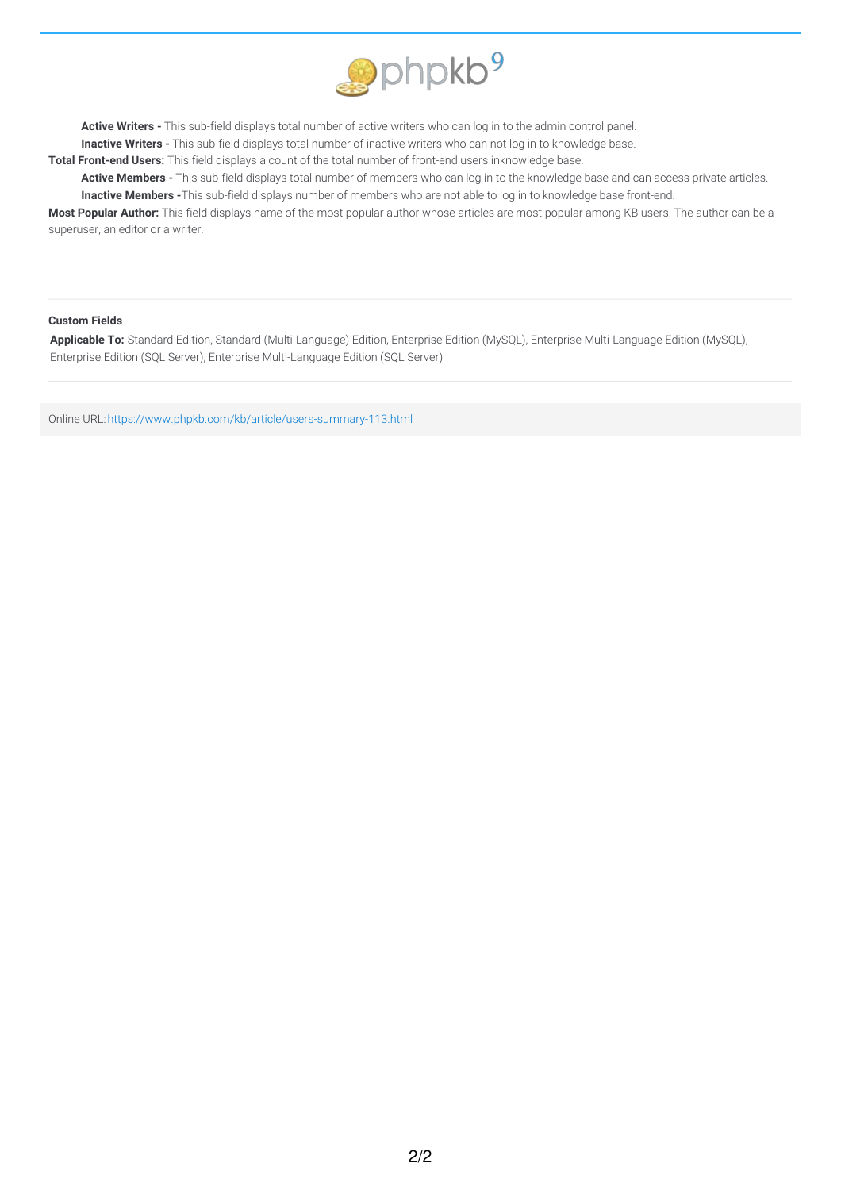- **Active Writers -** This sub-field displays total number of active writers who can log in to the admin control panel.
- **Inactive Writers -** This sub-field displays total number of inactive writers who can not log in to knowledge base.

**Total Front-end Users:** This field displays a count of the total number of front-end users inknowledge base.

- **Active Members -** This sub-field displays total number of members who can log in to the knowledge base and can access private articles.
- **Inactive Members -**This sub-field displays number of members who are not able to log in to knowledge base front-end.

**Most Popular Author:** This field displays name of the most popular author whose articles are most popular among KB users. The author can be a superuser, an editor or a writer.

---

**Custom Fields**

**Applicable To:** Standard Edition, Standard (Multi-Language) Edition, Enterprise Edition (MySQL), Enterprise Multi-Language Edition (MySQL), Enterprise Edition (SQL Server), Enterprise Multi-Language Edition (SQL Server)

---

Online URL: https://www.phpkb.com/kb/article/users-summary-113.html